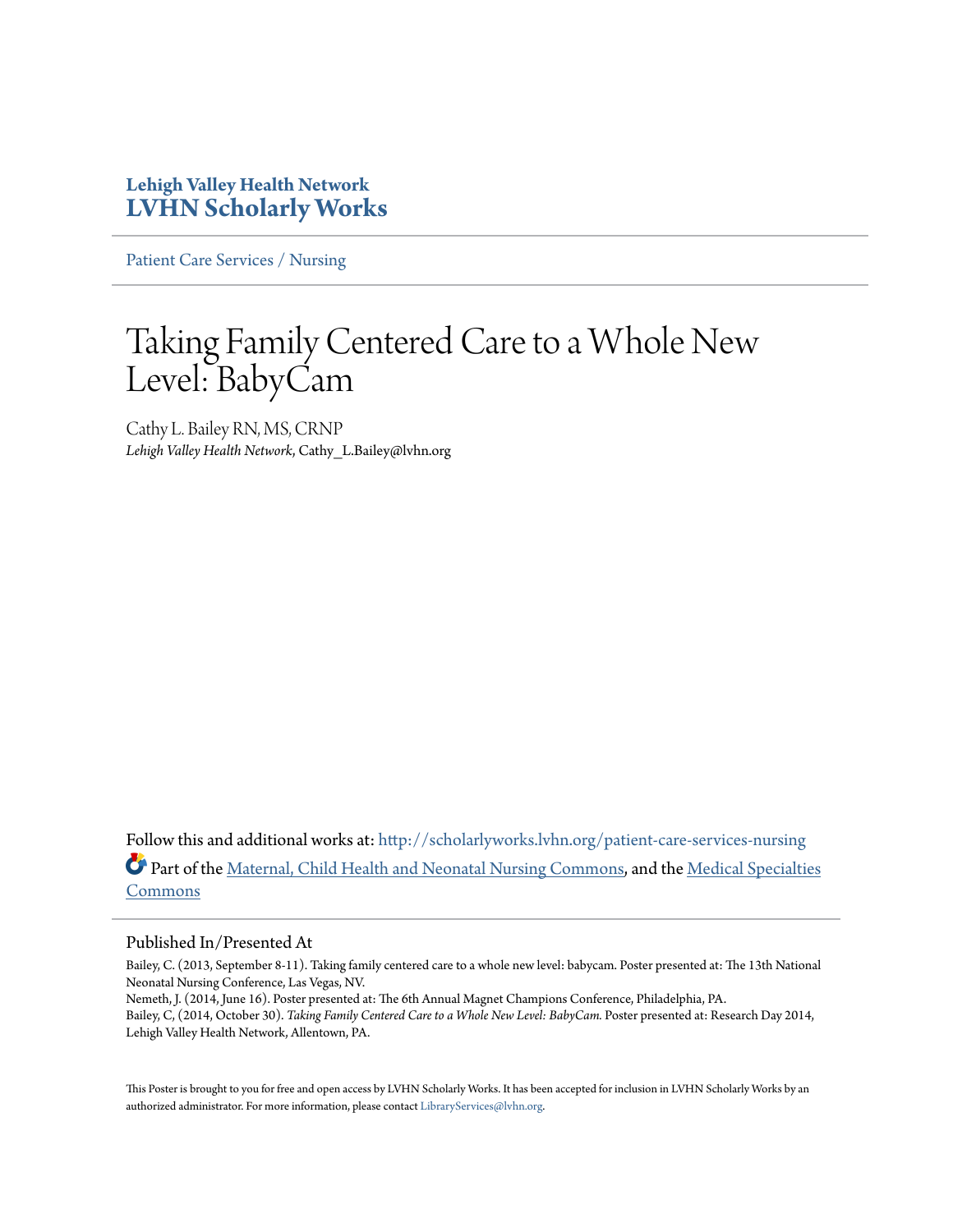**Lehigh Valley Health Network**
**LVHN Scholarly Works**

Patient Care Services / Nursing

# Taking Family Centered Care to a Whole New Level: BabyCam

Cathy L. Bailey RN, MS, CRNP
*Lehigh Valley Health Network*, Cathy_L.Bailey@lvhn.org

Follow this and additional works at: http://scholarlyworks.lvhn.org/patient-care-services-nursing

Part of the Maternal, Child Health and Neonatal Nursing Commons, and the Medical Specialties Commons

## Published In/Presented At

Bailey, C. (2013, September 8-11). Taking family centered care to a whole new level: babycam. Poster presented at: The 13th National Neonatal Nursing Conference, Las Vegas, NV.
Nemeth, J. (2014, June 16). Poster presented at: The 6th Annual Magnet Champions Conference, Philadelphia, PA.
Bailey, C, (2014, October 30). *Taking Family Centered Care to a Whole New Level: BabyCam.* Poster presented at: Research Day 2014, Lehigh Valley Health Network, Allentown, PA.

This Poster is brought to you for free and open access by LVHN Scholarly Works. It has been accepted for inclusion in LVHN Scholarly Works by an authorized administrator. For more information, please contact LibraryServices@lvhn.org.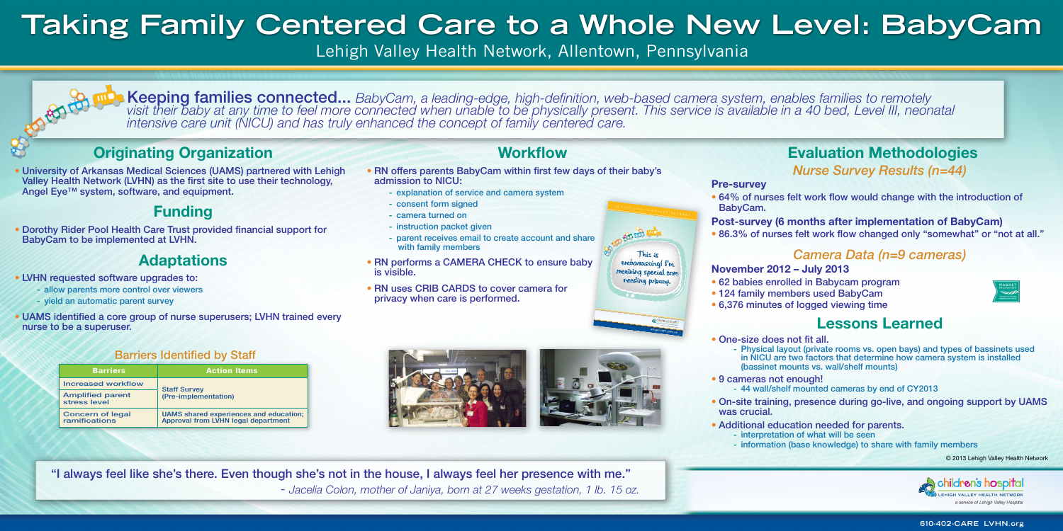# Taking Family Centered Care to a Whole New Level: BabyCam

Lehigh Valley Health Network, Allentown, Pennsylvania

**Keeping families connected...** *BabyCam, a leading-edge, high-definition, web-based camera system, enables families to remotely visit their baby at any time to feel more connected when unable to be physically present. This service is available in a 40 bed, Level III, neonatal intensive care unit (NICU) and has truly enhanced the concept of family centered care.*

## Originating Organization

- University of Arkansas Medical Sciences (UAMS) partnered with Lehigh Valley Health Network (LVHN) as the first site to use their technology, Angel Eye™ system, software, and equipment.

## Funding

- Dorothy Rider Pool Health Care Trust provided financial support for BabyCam to be implemented at LVHN.

## Adaptations

- LVHN requested software upgrades to:
  - allow parents more control over viewers
  - yield an automatic parent survey
- UAMS identified a core group of nurse superusers; LVHN trained every nurse to be a superuser.

### Barriers Identified by Staff

| Barriers | Action Items |
|---|---|
| Increased workflow | Staff Survey (Pre-implementation) |
| Amplified parent stress level | |
| Concern of legal ramifications | UAMS shared experiences and education; Approval from LVHN legal department |

## Workflow

- RN offers parents BabyCam within first few days of their baby's admission to NICU:
  - explanation of service and camera system
  - consent form signed
  - camera turned on
  - instruction packet given
  - parent receives email to create account and share with family members
- RN performs a CAMERA CHECK to ensure baby is visible.
- RN uses CRIB CARDS to cover camera for privacy when care is performed.

This is embarrassing! I'm receiving special care needing privacy.

## Evaluation Methodologies

### Nurse Survey Results (n=44)

**Pre-survey**

- 64% of nurses felt work flow would change with the introduction of BabyCam.

**Post-survey (6 months after implementation of BabyCam)**

- 86.3% of nurses felt work flow changed only "somewhat" or "not at all."

### Camera Data (n=9 cameras)

**November 2012 – July 2013**

- 62 babies enrolled in Babycam program
- 124 family members used BabyCam
- 6,376 minutes of logged viewing time

## Lessons Learned

- One-size does not fit all.
  - Physical layout (private rooms vs. open bays) and types of bassinets used in NICU are two factors that determine how camera system is installed (bassinet mounts vs. wall/shelf mounts)
- 9 cameras not enough!
  - 44 wall/shelf mounted cameras by end of CY2013
- On-site training, presence during go-live, and ongoing support by UAMS was crucial.
- Additional education needed for parents.
  - interpretation of what will be seen
  - information (base knowledge) to share with family members

© 2013 Lehigh Valley Health Network

"I always feel like she's there. Even though she's not in the house, I always feel her presence with me."

*- Jacelia Colon, mother of Janiya, born at 27 weeks gestation, 1 lb. 15 oz.*

children's hospital
LEHIGH VALLEY HEALTH NETWORK
*a service of Lehigh Valley Hospital*

610-402-CARE LVHN.org